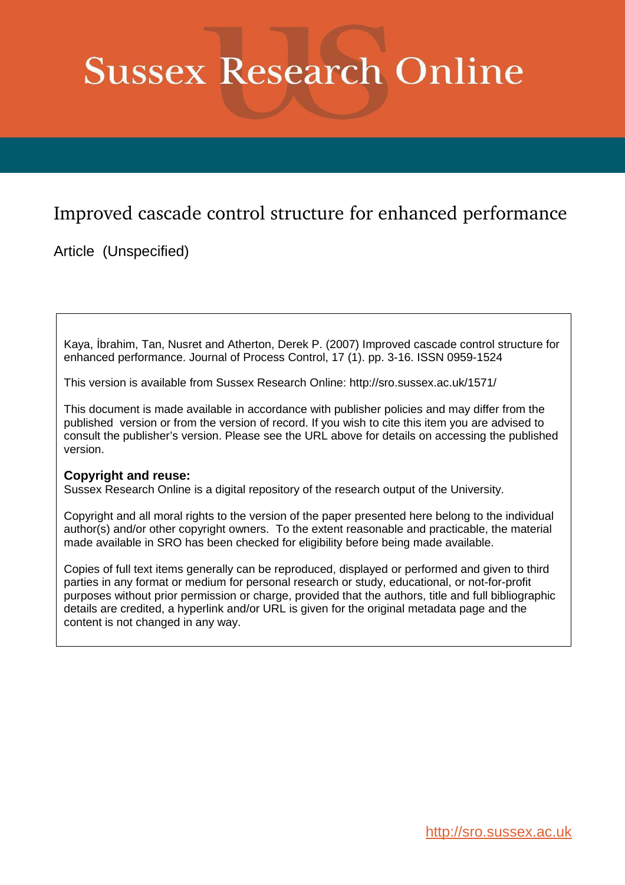# Sussex Research Online

## Improved cascade control structure for enhanced performance

Article (Unspecified)

Kaya, İbrahim, Tan, Nusret and Atherton, Derek P. (2007) Improved cascade control structure for enhanced performance. Journal of Process Control, 17 (1). pp. 3-16. ISSN 0959-1524

This version is available from Sussex Research Online: http://sro.sussex.ac.uk/1571/

This document is made available in accordance with publisher policies and may differ from the published version or from the version of record. If you wish to cite this item you are advised to consult the publisher's version. Please see the URL above for details on accessing the published version.

**Copyright and reuse:**
Sussex Research Online is a digital repository of the research output of the University.

Copyright and all moral rights to the version of the paper presented here belong to the individual author(s) and/or other copyright owners. To the extent reasonable and practicable, the material made available in SRO has been checked for eligibility before being made available.

Copies of full text items generally can be reproduced, displayed or performed and given to third parties in any format or medium for personal research or study, educational, or not-for-profit purposes without prior permission or charge, provided that the authors, title and full bibliographic details are credited, a hyperlink and/or URL is given for the original metadata page and the content is not changed in any way.

http://sro.sussex.ac.uk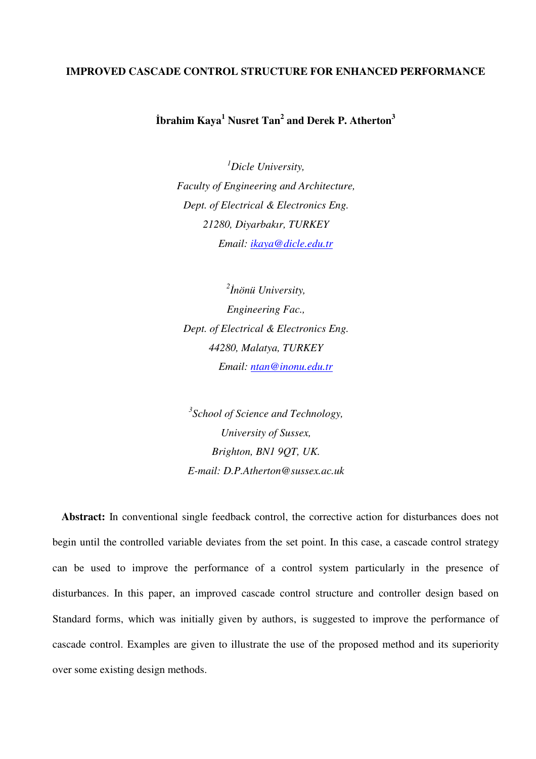# IMPROVED CASCADE CONTROL STRUCTURE FOR ENHANCED PERFORMANCE

**İbrahim Kaya[1] Nusret Tan[2] and Derek P. Atherton[3]**

[1]*Dicle University,*
*Faculty of Engineering and Architecture,*
*Dept. of Electrical & Electronics Eng.*
*21280, Diyarbakır, TURKEY*
*Email: ikaya@dicle.edu.tr*

[2]*İnönü University,*
*Engineering Fac.,*
*Dept. of Electrical & Electronics Eng.*
*44280, Malatya, TURKEY*
*Email: ntan@inonu.edu.tr*

[3]*School of Science and Technology,*
*University of Sussex,*
*Brighton, BN1 9QT, UK.*
*E-mail: D.P.Atherton@sussex.ac.uk*

**Abstract:** In conventional single feedback control, the corrective action for disturbances does not begin until the controlled variable deviates from the set point. In this case, a cascade control strategy can be used to improve the performance of a control system particularly in the presence of disturbances. In this paper, an improved cascade control structure and controller design based on Standard forms, which was initially given by authors, is suggested to improve the performance of cascade control. Examples are given to illustrate the use of the proposed method and its superiority over some existing design methods.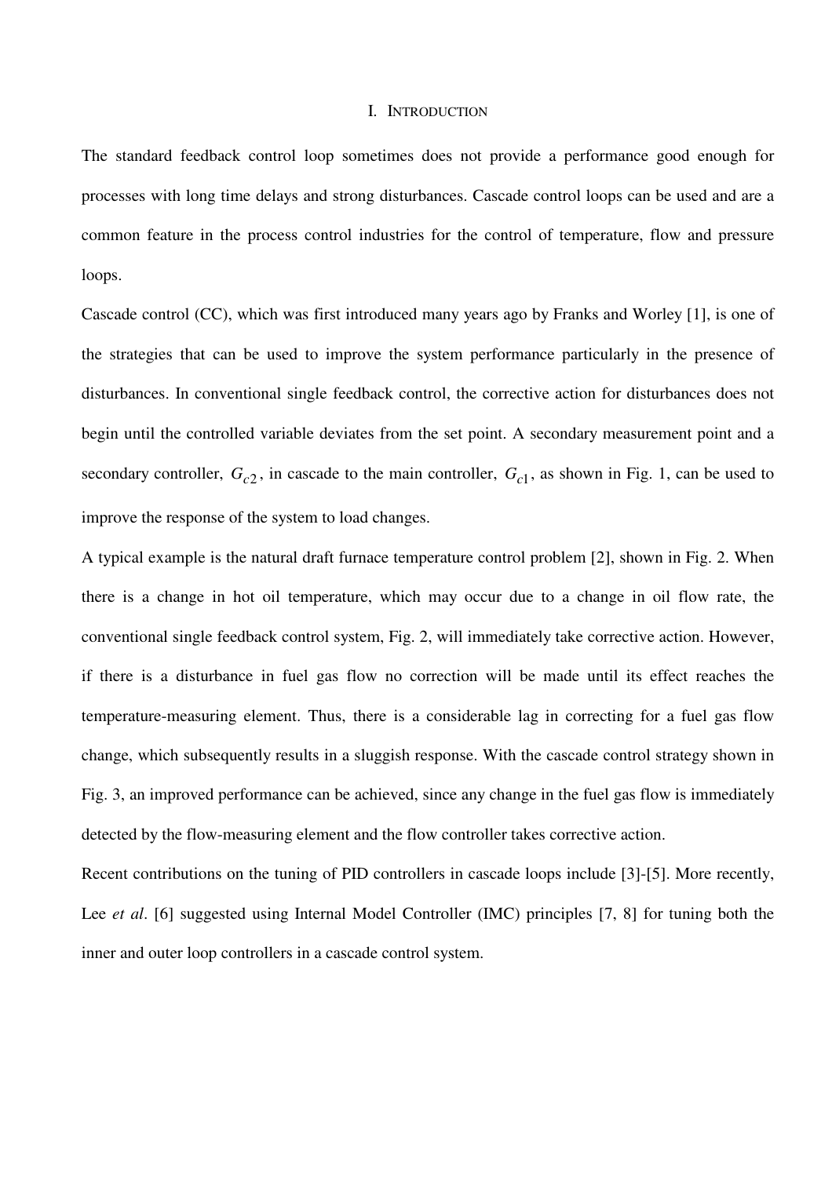# I. INTRODUCTION

The standard feedback control loop sometimes does not provide a performance good enough for processes with long time delays and strong disturbances. Cascade control loops can be used and are a common feature in the process control industries for the control of temperature, flow and pressure loops.

Cascade control (CC), which was first introduced many years ago by Franks and Worley [1], is one of the strategies that can be used to improve the system performance particularly in the presence of disturbances. In conventional single feedback control, the corrective action for disturbances does not begin until the controlled variable deviates from the set point. A secondary measurement point and a secondary controller, $G_{c2}$, in cascade to the main controller, $G_{c1}$, as shown in Fig. 1, can be used to improve the response of the system to load changes.

A typical example is the natural draft furnace temperature control problem [2], shown in Fig. 2. When there is a change in hot oil temperature, which may occur due to a change in oil flow rate, the conventional single feedback control system, Fig. 2, will immediately take corrective action. However, if there is a disturbance in fuel gas flow no correction will be made until its effect reaches the temperature-measuring element. Thus, there is a considerable lag in correcting for a fuel gas flow change, which subsequently results in a sluggish response. With the cascade control strategy shown in Fig. 3, an improved performance can be achieved, since any change in the fuel gas flow is immediately detected by the flow-measuring element and the flow controller takes corrective action.

Recent contributions on the tuning of PID controllers in cascade loops include [3]-[5]. More recently, Lee *et al*. [6] suggested using Internal Model Controller (IMC) principles [7, 8] for tuning both the inner and outer loop controllers in a cascade control system.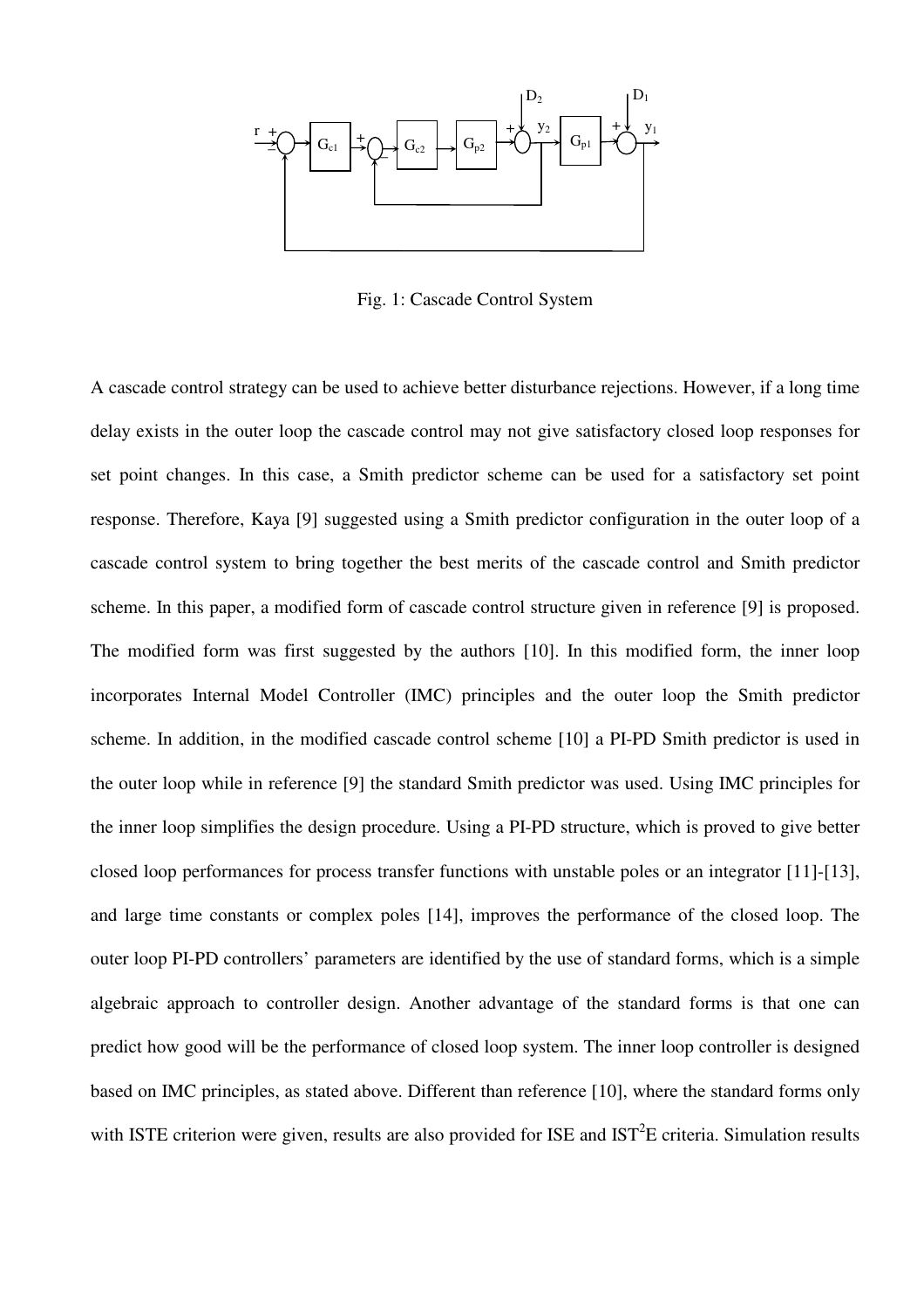Fig. 1: Cascade Control System

A cascade control strategy can be used to achieve better disturbance rejections. However, if a long time delay exists in the outer loop the cascade control may not give satisfactory closed loop responses for set point changes. In this case, a Smith predictor scheme can be used for a satisfactory set point response. Therefore, Kaya [9] suggested using a Smith predictor configuration in the outer loop of a cascade control system to bring together the best merits of the cascade control and Smith predictor scheme. In this paper, a modified form of cascade control structure given in reference [9] is proposed. The modified form was first suggested by the authors [10]. In this modified form, the inner loop incorporates Internal Model Controller (IMC) principles and the outer loop the Smith predictor scheme. In addition, in the modified cascade control scheme [10] a PI-PD Smith predictor is used in the outer loop while in reference [9] the standard Smith predictor was used. Using IMC principles for the inner loop simplifies the design procedure. Using a PI-PD structure, which is proved to give better closed loop performances for process transfer functions with unstable poles or an integrator [11]-[13], and large time constants or complex poles [14], improves the performance of the closed loop. The outer loop PI-PD controllers' parameters are identified by the use of standard forms, which is a simple algebraic approach to controller design. Another advantage of the standard forms is that one can predict how good will be the performance of closed loop system. The inner loop controller is designed based on IMC principles, as stated above. Different than reference [10], where the standard forms only with ISTE criterion were given, results are also provided for ISE and IST$^2$E criteria. Simulation results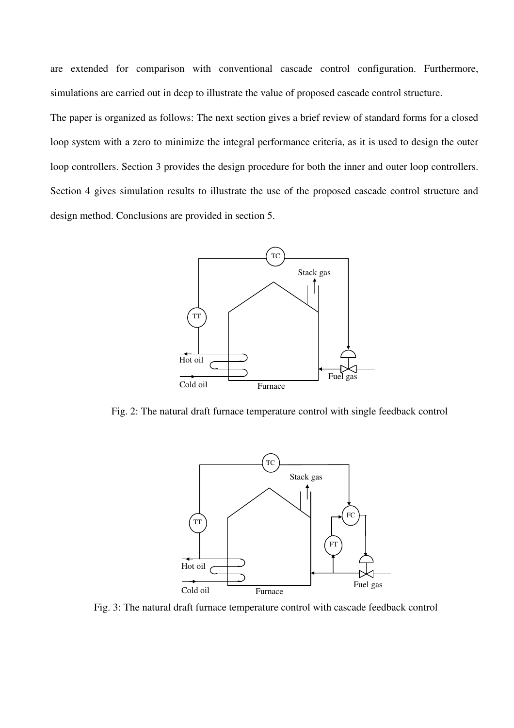are extended for comparison with conventional cascade control configuration. Furthermore, simulations are carried out in deep to illustrate the value of proposed cascade control structure.

The paper is organized as follows: The next section gives a brief review of standard forms for a closed loop system with a zero to minimize the integral performance criteria, as it is used to design the outer loop controllers. Section 3 provides the design procedure for both the inner and outer loop controllers. Section 4 gives simulation results to illustrate the use of the proposed cascade control structure and design method. Conclusions are provided in section 5.

Fig. 2: The natural draft furnace temperature control with single feedback control

Fig. 3: The natural draft furnace temperature control with cascade feedback control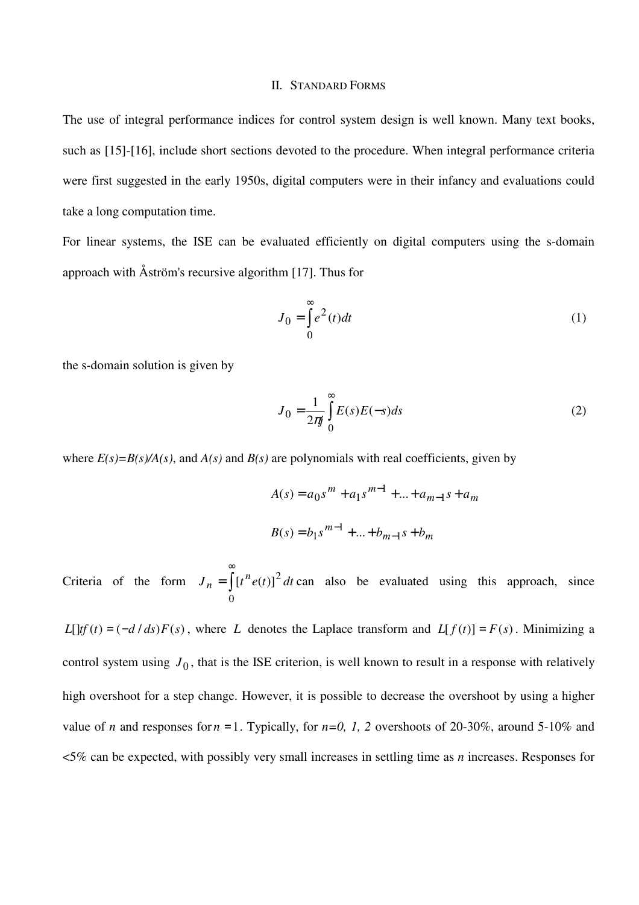## II. STANDARD FORMS

The use of integral performance indices for control system design is well known. Many text books, such as [15]-[16], include short sections devoted to the procedure. When integral performance criteria were first suggested in the early 1950s, digital computers were in their infancy and evaluations could take a long computation time.

For linear systems, the ISE can be evaluated efficiently on digital computers using the s-domain approach with Åström's recursive algorithm [17]. Thus for

$$J_0 = \int_0^{\infty} e^2(t)dt \tag{1}$$

the s-domain solution is given by

$$J_0 = \frac{1}{2\pi j}\int_0^{\infty} E(s)E(-s)ds \tag{2}$$

where $E(s)=B(s)/A(s)$, and $A(s)$ and $B(s)$ are polynomials with real coefficients, given by

$$A(s) = a_0 s^m + a_1 s^{m-1} + ... + a_{m-1}s + a_m$$

$$B(s) = b_1 s^{m-1} + ... + b_{m-1}s + b_m$$

Criteria of the form $J_n = \int_0^{\infty}[t^n e(t)]^2 dt$ can also be evaluated using this approach, since $L[]tf(t) = (-d/ds)F(s)$, where $L$ denotes the Laplace transform and $L[f(t)] = F(s)$. Minimizing a control system using $J_0$, that is the ISE criterion, is well known to result in a response with relatively high overshoot for a step change. However, it is possible to decrease the overshoot by using a higher value of $n$ and responses for $n = 1$. Typically, for $n=0, 1, 2$ overshoots of 20-30%, around 5-10% and <5% can be expected, with possibly very small increases in settling time as $n$ increases. Responses for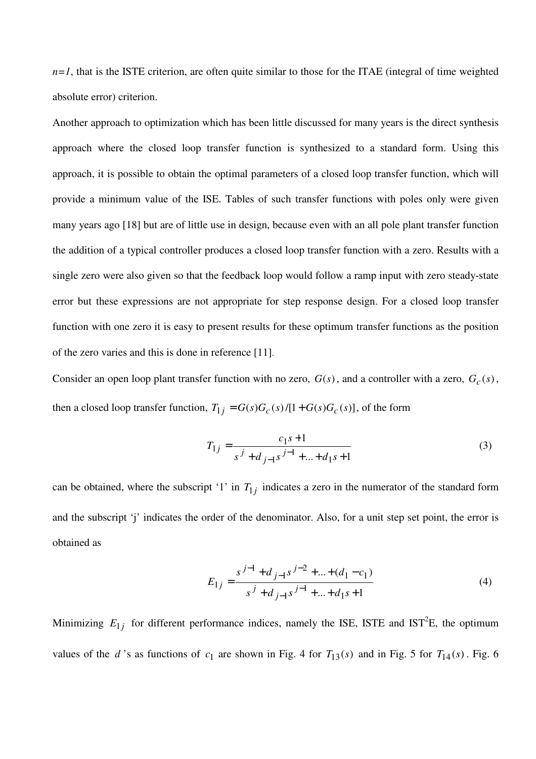$n=1$, that is the ISTE criterion, are often quite similar to those for the ITAE (integral of time weighted absolute error) criterion.

Another approach to optimization which has been little discussed for many years is the direct synthesis approach where the closed loop transfer function is synthesized to a standard form. Using this approach, it is possible to obtain the optimal parameters of a closed loop transfer function, which will provide a minimum value of the ISE. Tables of such transfer functions with poles only were given many years ago [18] but are of little use in design, because even with an all pole plant transfer function the addition of a typical controller produces a closed loop transfer function with a zero. Results with a single zero were also given so that the feedback loop would follow a ramp input with zero steady-state error but these expressions are not appropriate for step response design. For a closed loop transfer function with one zero it is easy to present results for these optimum transfer functions as the position of the zero varies and this is done in reference [11].

Consider an open loop plant transfer function with no zero, $G(s)$, and a controller with a zero, $G_c(s)$, then a closed loop transfer function, $T_{1j} = G(s)G_c(s)/[1+G(s)G_c(s)]$, of the form

$$T_{1j} = \frac{c_1 s + 1}{s^j + d_{j-1}s^{j-1} + \ldots + d_1 s + 1} \tag{3}$$

can be obtained, where the subscript '1' in $T_{1j}$ indicates a zero in the numerator of the standard form and the subscript 'j' indicates the order of the denominator. Also, for a unit step set point, the error is obtained as

$$E_{1j} = \frac{s^{j-1} + d_{j-1}s^{j-2} + \ldots + (d_1 - c_1)}{s^j + d_{j-1}s^{j-1} + \ldots + d_1 s + 1} \tag{4}$$

Minimizing $E_{1j}$ for different performance indices, namely the ISE, ISTE and IST$^2$E, the optimum values of the $d$'s as functions of $c_1$ are shown in Fig. 4 for $T_{13}(s)$ and in Fig. 5 for $T_{14}(s)$. Fig. 6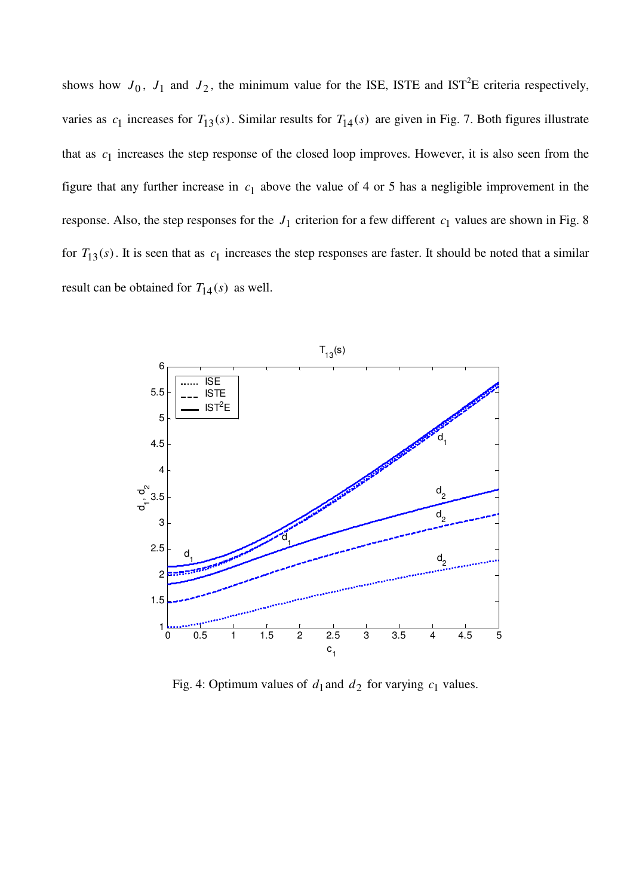shows how $J_0$, $J_1$ and $J_2$, the minimum value for the ISE, ISTE and IST$^2$E criteria respectively, varies as $c_1$ increases for $T_{13}(s)$. Similar results for $T_{14}(s)$ are given in Fig. 7. Both figures illustrate that as $c_1$ increases the step response of the closed loop improves. However, it is also seen from the figure that any further increase in $c_1$ above the value of 4 or 5 has a negligible improvement in the response. Also, the step responses for the $J_1$ criterion for a few different $c_1$ values are shown in Fig. 8 for $T_{13}(s)$. It is seen that as $c_1$ increases the step responses are faster. It should be noted that a similar result can be obtained for $T_{14}(s)$ as well.

Fig. 4: Optimum values of $d_1$ and $d_2$ for varying $c_1$ values.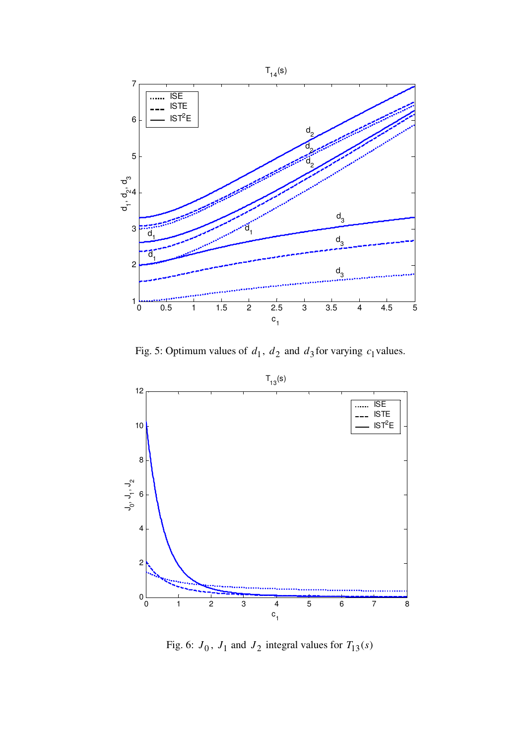Fig. 5: Optimum values of $d_1$, $d_2$ and $d_3$ for varying $c_1$ values.

Fig. 6: $J_0$, $J_1$ and $J_2$ integral values for $T_{13}(s)$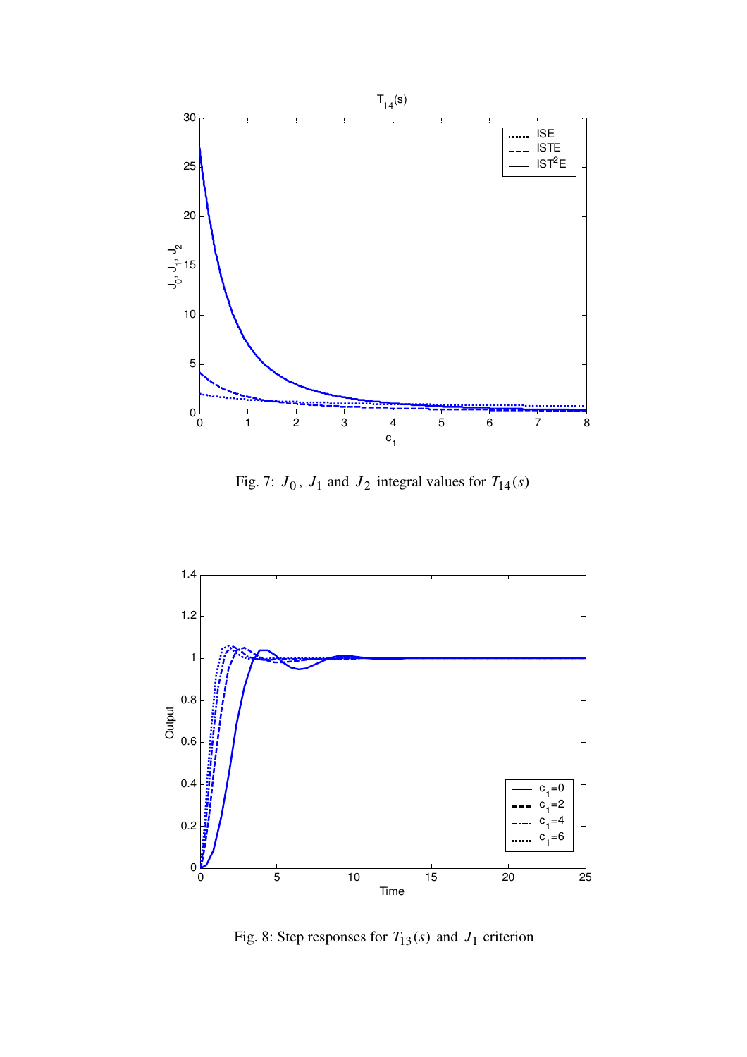Fig. 7: $J_0$, $J_1$ and $J_2$ integral values for $T_{14}(s)$

Fig. 8: Step responses for $T_{13}(s)$ and $J_1$ criterion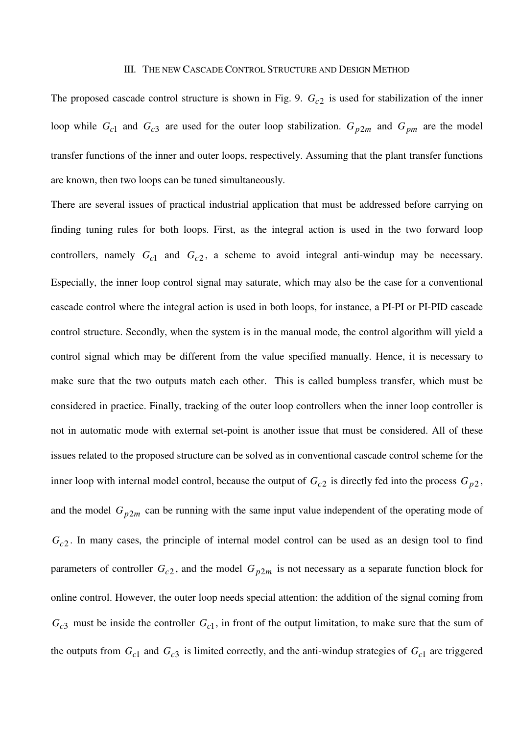## III. THE NEW CASCADE CONTROL STRUCTURE AND DESIGN METHOD

The proposed cascade control structure is shown in Fig. 9. $G_{c2}$ is used for stabilization of the inner loop while $G_{c1}$ and $G_{c3}$ are used for the outer loop stabilization. $G_{p2m}$ and $G_{pm}$ are the model transfer functions of the inner and outer loops, respectively. Assuming that the plant transfer functions are known, then two loops can be tuned simultaneously.

There are several issues of practical industrial application that must be addressed before carrying on finding tuning rules for both loops. First, as the integral action is used in the two forward loop controllers, namely $G_{c1}$ and $G_{c2}$, a scheme to avoid integral anti-windup may be necessary. Especially, the inner loop control signal may saturate, which may also be the case for a conventional cascade control where the integral action is used in both loops, for instance, a PI-PI or PI-PID cascade control structure. Secondly, when the system is in the manual mode, the control algorithm will yield a control signal which may be different from the value specified manually. Hence, it is necessary to make sure that the two outputs match each other. This is called bumpless transfer, which must be considered in practice. Finally, tracking of the outer loop controllers when the inner loop controller is not in automatic mode with external set-point is another issue that must be considered. All of these issues related to the proposed structure can be solved as in conventional cascade control scheme for the inner loop with internal model control, because the output of $G_{c2}$ is directly fed into the process $G_{p2}$, and the model $G_{p2m}$ can be running with the same input value independent of the operating mode of $G_{c2}$. In many cases, the principle of internal model control can be used as an design tool to find parameters of controller $G_{c2}$, and the model $G_{p2m}$ is not necessary as a separate function block for online control. However, the outer loop needs special attention: the addition of the signal coming from $G_{c3}$ must be inside the controller $G_{c1}$, in front of the output limitation, to make sure that the sum of the outputs from $G_{c1}$ and $G_{c3}$ is limited correctly, and the anti-windup strategies of $G_{c1}$ are triggered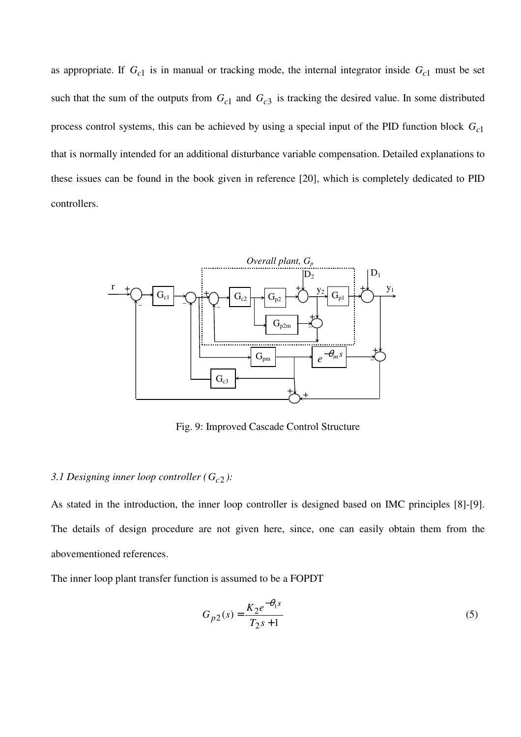as appropriate. If $G_{c1}$ is in manual or tracking mode, the internal integrator inside $G_{c1}$ must be set such that the sum of the outputs from $G_{c1}$ and $G_{c3}$ is tracking the desired value. In some distributed process control systems, this can be achieved by using a special input of the PID function block $G_{c1}$ that is normally intended for an additional disturbance variable compensation. Detailed explanations to these issues can be found in the book given in reference [20], which is completely dedicated to PID controllers.

Fig. 9: Improved Cascade Control Structure

### 3.1 Designing inner loop controller ($G_{c2}$):

As stated in the introduction, the inner loop controller is designed based on IMC principles [8]-[9]. The details of design procedure are not given here, since, one can easily obtain them from the abovementioned references.

The inner loop plant transfer function is assumed to be a FOPDT

$$G_{p2}(s) = \frac{K_2 e^{-\theta_1 s}}{T_2 s + 1} \tag{5}$$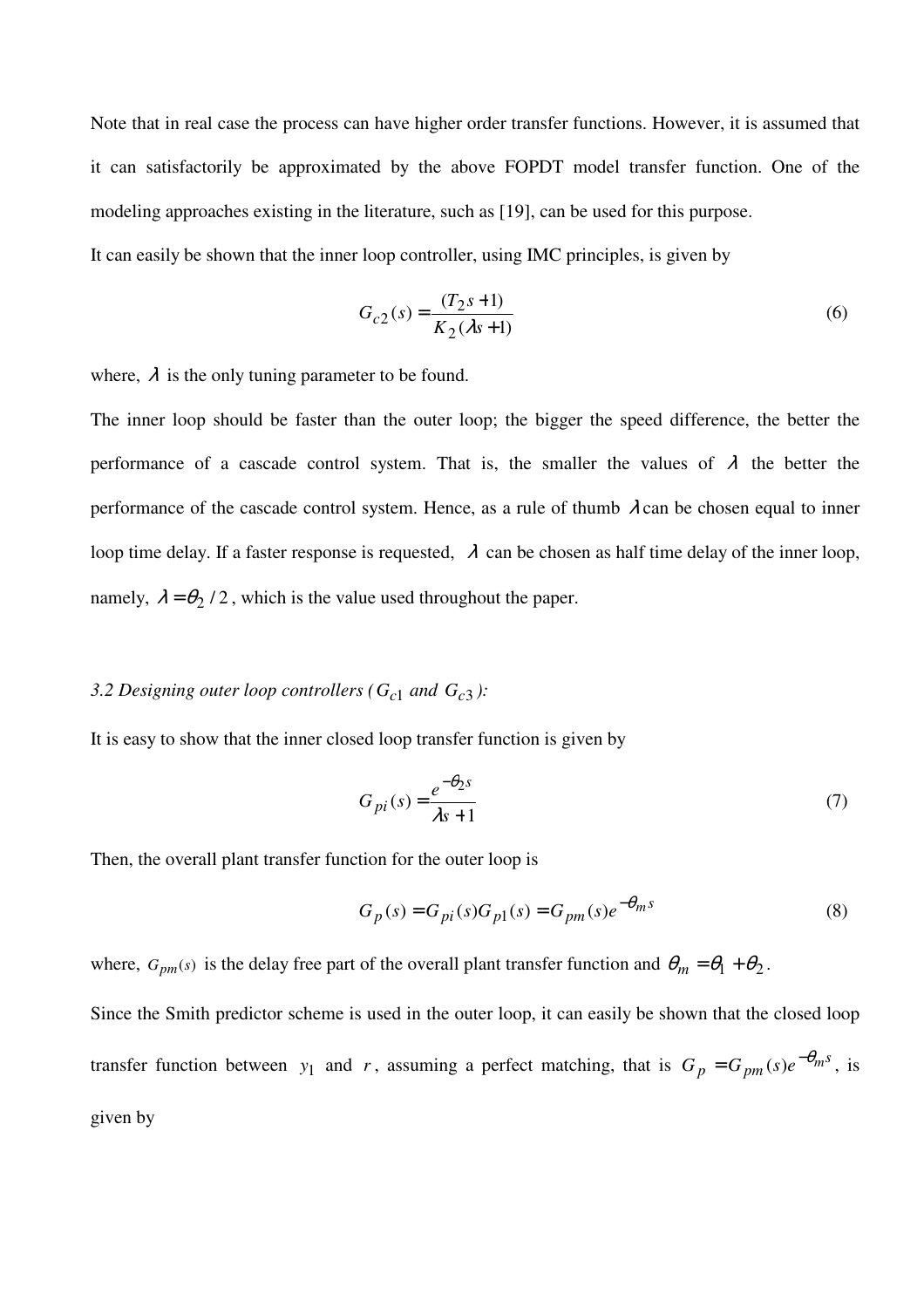Note that in real case the process can have higher order transfer functions. However, it is assumed that it can satisfactorily be approximated by the above FOPDT model transfer function. One of the modeling approaches existing in the literature, such as [19], can be used for this purpose.

It can easily be shown that the inner loop controller, using IMC principles, is given by

$$G_{c2}(s) = \frac{(T_2 s + 1)}{K_2(\lambda s + 1)} \tag{6}$$

where, $\lambda$ is the only tuning parameter to be found.

The inner loop should be faster than the outer loop; the bigger the speed difference, the better the performance of a cascade control system. That is, the smaller the values of $\lambda$ the better the performance of the cascade control system. Hence, as a rule of thumb $\lambda$ can be chosen equal to inner loop time delay. If a faster response is requested, $\lambda$ can be chosen as half time delay of the inner loop, namely, $\lambda = \theta_2 / 2$, which is the value used throughout the paper.

*3.2 Designing outer loop controllers ($G_{c1}$ and $G_{c3}$):*

It is easy to show that the inner closed loop transfer function is given by

$$G_{pi}(s) = \frac{e^{-\theta_2 s}}{\lambda s + 1} \tag{7}$$

Then, the overall plant transfer function for the outer loop is

$$G_p(s) = G_{pi}(s) G_{p1}(s) = G_{pm}(s) e^{-\theta_m s} \tag{8}$$

where, $G_{pm}(s)$ is the delay free part of the overall plant transfer function and $\theta_m = \theta_1 + \theta_2$.

Since the Smith predictor scheme is used in the outer loop, it can easily be shown that the closed loop transfer function between $y_1$ and $r$, assuming a perfect matching, that is $G_p = G_{pm}(s) e^{-\theta_m s}$, is given by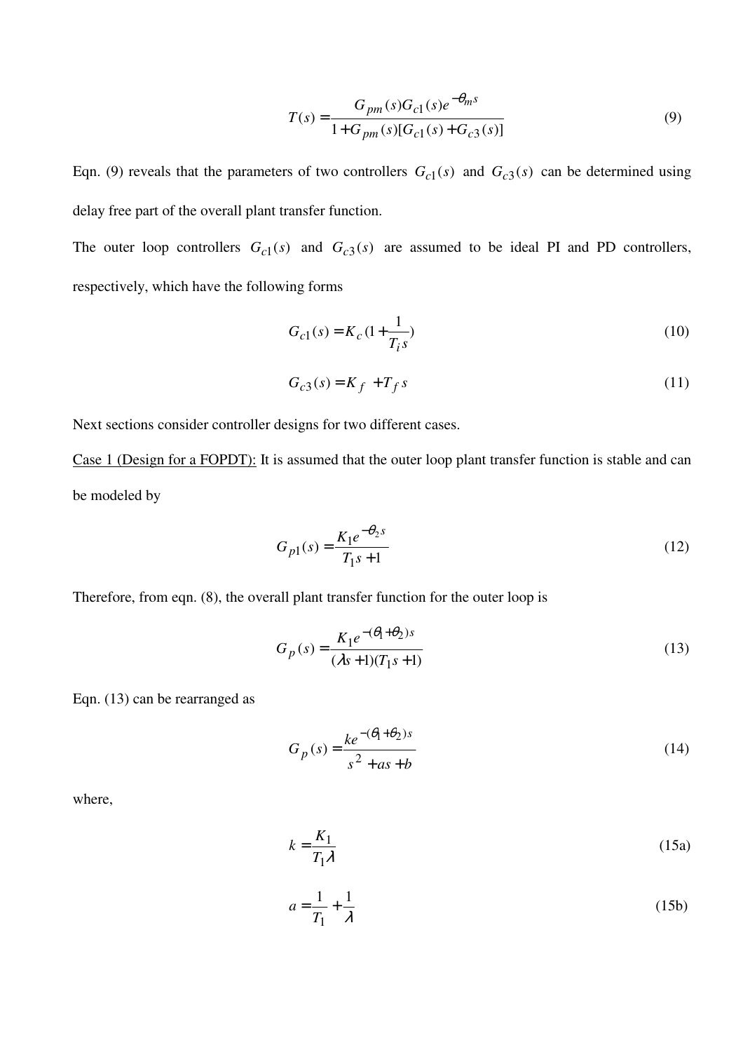$$T(s) = \frac{G_{pm}(s)G_{c1}(s)e^{-\theta_m s}}{1 + G_{pm}(s)[G_{c1}(s) + G_{c3}(s)]} \tag{9}$$

Eqn. (9) reveals that the parameters of two controllers $G_{c1}(s)$ and $G_{c3}(s)$ can be determined using delay free part of the overall plant transfer function.

The outer loop controllers $G_{c1}(s)$ and $G_{c3}(s)$ are assumed to be ideal PI and PD controllers, respectively, which have the following forms

$$G_{c1}(s) = K_c(1 + \frac{1}{T_i s}) \tag{10}$$

$$G_{c3}(s) = K_f + T_f s \tag{11}$$

Next sections consider controller designs for two different cases.

Case 1 (Design for a FOPDT): It is assumed that the outer loop plant transfer function is stable and can be modeled by

$$G_{p1}(s) = \frac{K_1 e^{-\theta_2 s}}{T_1 s + 1} \tag{12}$$

Therefore, from eqn. (8), the overall plant transfer function for the outer loop is

$$G_p(s) = \frac{K_1 e^{-(\theta_1 + \theta_2)s}}{(\lambda s + 1)(T_1 s + 1)} \tag{13}$$

Eqn. (13) can be rearranged as

$$G_p(s) = \frac{k e^{-(\theta_1 + \theta_2)s}}{s^2 + as + b} \tag{14}$$

where,

$$k = \frac{K_1}{T_1 \lambda} \tag{15a}$$

$$a = \frac{1}{T_1} + \frac{1}{\lambda} \tag{15b}$$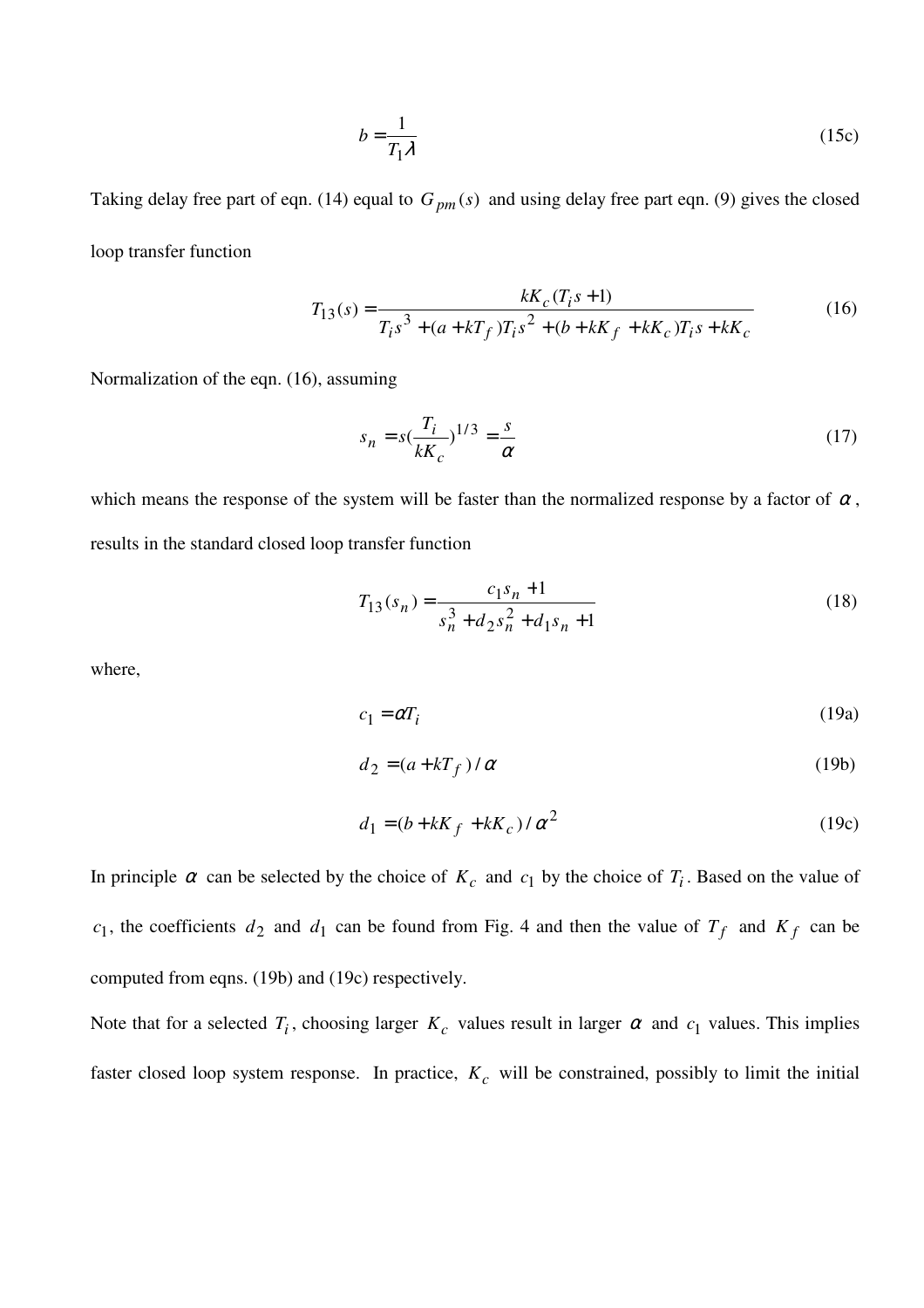$$b = \frac{1}{T_1 \lambda} \tag{15c}$$

Taking delay free part of eqn. (14) equal to $G_{pm}(s)$ and using delay free part eqn. (9) gives the closed loop transfer function

$$T_{13}(s) = \frac{kK_c(T_i s + 1)}{T_i s^3 + (a + kT_f)T_i s^2 + (b + kK_f + kK_c)T_i s + kK_c} \tag{16}$$

Normalization of the eqn. (16), assuming

$$s_n = s\left(\frac{T_i}{kK_c}\right)^{1/3} = \frac{s}{\alpha} \tag{17}$$

which means the response of the system will be faster than the normalized response by a factor of $\alpha$, results in the standard closed loop transfer function

$$T_{13}(s_n) = \frac{c_1 s_n + 1}{s_n^3 + d_2 s_n^2 + d_1 s_n + 1} \tag{18}$$

where,

$$c_1 = \alpha T_i \tag{19a}$$

$$d_2 = (a + kT_f)/\alpha \tag{19b}$$

$$d_1 = (b + kK_f + kK_c)/\alpha^2 \tag{19c}$$

In principle $\alpha$ can be selected by the choice of $K_c$ and $c_1$ by the choice of $T_i$. Based on the value of $c_1$, the coefficients $d_2$ and $d_1$ can be found from Fig. 4 and then the value of $T_f$ and $K_f$ can be computed from eqns. (19b) and (19c) respectively.

Note that for a selected $T_i$, choosing larger $K_c$ values result in larger $\alpha$ and $c_1$ values. This implies faster closed loop system response. In practice, $K_c$ will be constrained, possibly to limit the initial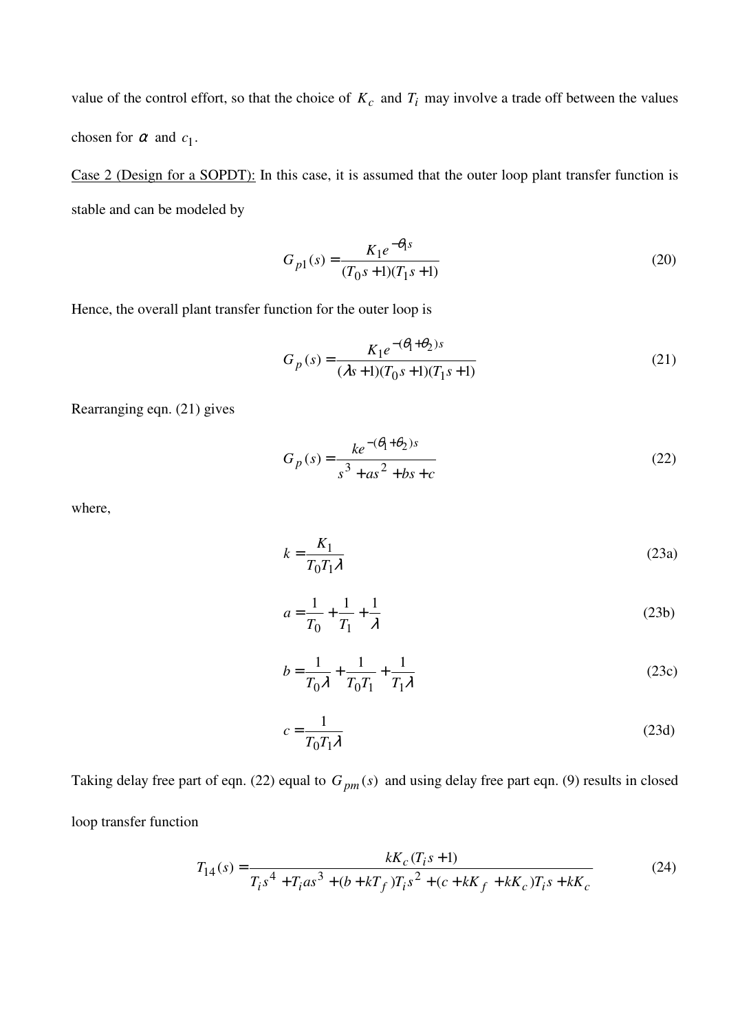value of the control effort, so that the choice of $K_c$ and $T_i$ may involve a trade off between the values chosen for $\alpha$ and $c_1$.

Case 2 (Design for a SOPDT): In this case, it is assumed that the outer loop plant transfer function is stable and can be modeled by

$$G_{p1}(s) = \frac{K_1 e^{-\theta_1 s}}{(T_0 s + 1)(T_1 s + 1)} \tag{20}$$

Hence, the overall plant transfer function for the outer loop is

$$G_p(s) = \frac{K_1 e^{-(\theta_1 + \theta_2)s}}{(\lambda s + 1)(T_0 s + 1)(T_1 s + 1)} \tag{21}$$

Rearranging eqn. (21) gives

$$G_p(s) = \frac{k e^{-(\theta_1 + \theta_2)s}}{s^3 + a s^2 + b s + c} \tag{22}$$

where,

$$k = \frac{K_1}{T_0 T_1 \lambda} \tag{23a}$$

$$a = \frac{1}{T_0} + \frac{1}{T_1} + \frac{1}{\lambda} \tag{23b}$$

$$b = \frac{1}{T_0 \lambda} + \frac{1}{T_0 T_1} + \frac{1}{T_1 \lambda} \tag{23c}$$

$$c = \frac{1}{T_0 T_1 \lambda} \tag{23d}$$

Taking delay free part of eqn. (22) equal to $G_{pm}(s)$ and using delay free part eqn. (9) results in closed loop transfer function

$$T_{14}(s) = \frac{k K_c (T_i s + 1)}{T_i s^4 + T_i a s^3 + (b + k T_f) T_i s^2 + (c + k K_f + k K_c) T_i s + k K_c} \tag{24}$$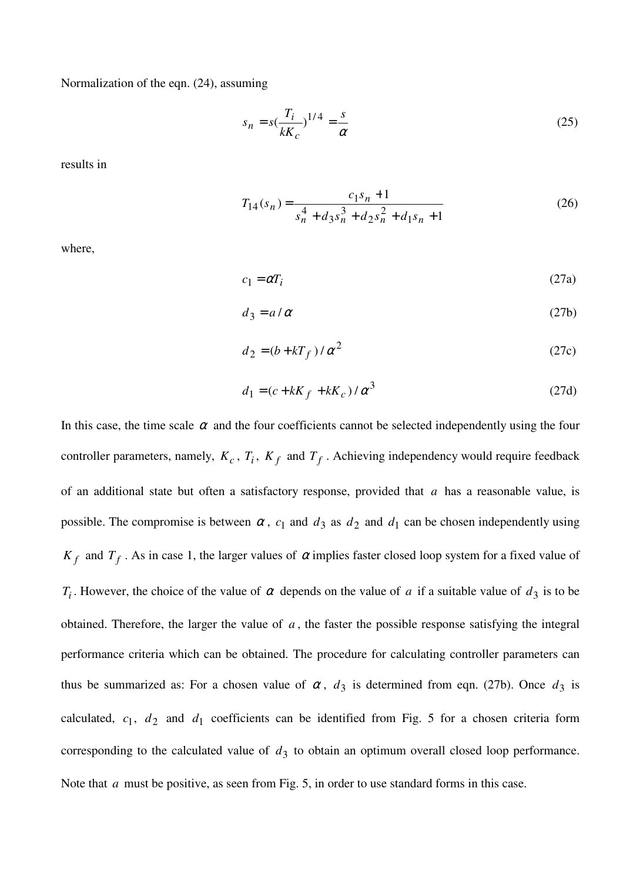Normalization of the eqn. (24), assuming

$$s_n = s\left(\frac{T_i}{kK_c}\right)^{1/4} = \frac{s}{\alpha} \tag{25}$$

results in

$$T_{14}(s_n) = \frac{c_1 s_n + 1}{s_n^4 + d_3 s_n^3 + d_2 s_n^2 + d_1 s_n + 1} \tag{26}$$

where,

$$c_1 = \alpha T_i \tag{27a}$$

$$d_3 = a/\alpha \tag{27b}$$

$$d_2 = (b + kT_f)/\alpha^2 \tag{27c}$$

$$d_1 = (c + kK_f + kK_c)/\alpha^3 \tag{27d}$$

In this case, the time scale $\alpha$ and the four coefficients cannot be selected independently using the four controller parameters, namely, $K_c$, $T_i$, $K_f$ and $T_f$. Achieving independency would require feedback of an additional state but often a satisfactory response, provided that $a$ has a reasonable value, is possible. The compromise is between $\alpha$, $c_1$ and $d_3$ as $d_2$ and $d_1$ can be chosen independently using $K_f$ and $T_f$. As in case 1, the larger values of $\alpha$ implies faster closed loop system for a fixed value of $T_i$. However, the choice of the value of $\alpha$ depends on the value of $a$ if a suitable value of $d_3$ is to be obtained. Therefore, the larger the value of $a$, the faster the possible response satisfying the integral performance criteria which can be obtained. The procedure for calculating controller parameters can thus be summarized as: For a chosen value of $\alpha$, $d_3$ is determined from eqn. (27b). Once $d_3$ is calculated, $c_1$, $d_2$ and $d_1$ coefficients can be identified from Fig. 5 for a chosen criteria form corresponding to the calculated value of $d_3$ to obtain an optimum overall closed loop performance. Note that $a$ must be positive, as seen from Fig. 5, in order to use standard forms in this case.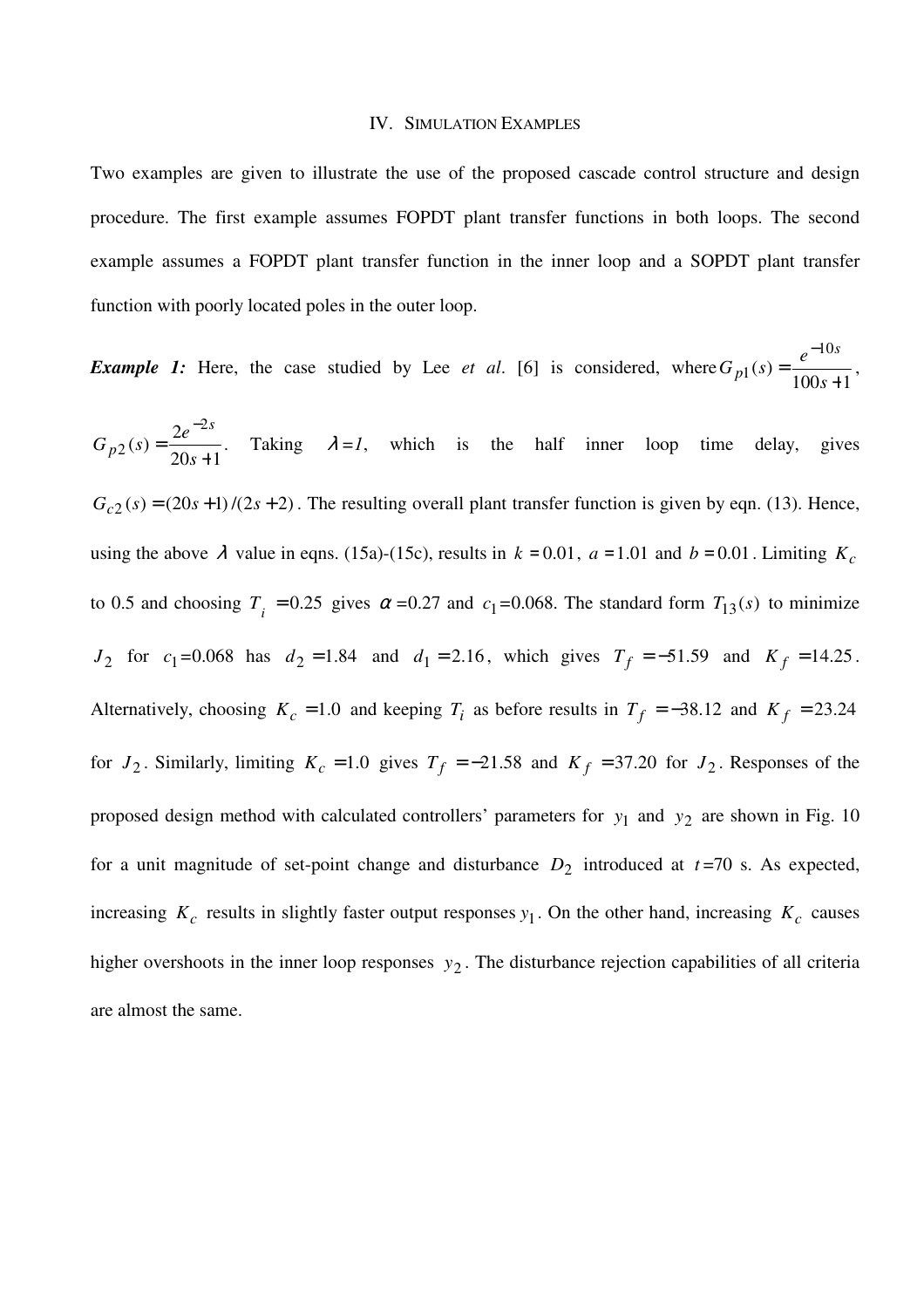## IV. Simulation Examples

Two examples are given to illustrate the use of the proposed cascade control structure and design procedure. The first example assumes FOPDT plant transfer functions in both loops. The second example assumes a FOPDT plant transfer function in the inner loop and a SOPDT plant transfer function with poorly located poles in the outer loop.

***Example 1:*** Here, the case studied by Lee *et al*. [6] is considered, where $G_{p1}(s) = \dfrac{e^{-10s}}{100s+1}$, $G_{p2}(s) = \dfrac{2e^{-2s}}{20s+1}$. Taking $\lambda = 1$, which is the half inner loop time delay, gives $G_{c2}(s) = (20s+1)/(2s+2)$. The resulting overall plant transfer function is given by eqn. (13). Hence, using the above $\lambda$ value in eqns. (15a)-(15c), results in $k = 0.01$, $a = 1.01$ and $b = 0.01$. Limiting $K_c$ to 0.5 and choosing $T_i = 0.25$ gives $\alpha = 0.27$ and $c_1 = 0.068$. The standard form $T_{13}(s)$ to minimize $J_2$ for $c_1 = 0.068$ has $d_2 = 1.84$ and $d_1 = 2.16$, which gives $T_f = -51.59$ and $K_f = 14.25$. Alternatively, choosing $K_c = 1.0$ and keeping $T_i$ as before results in $T_f = -38.12$ and $K_f = 23.24$ for $J_2$. Similarly, limiting $K_c = 1.0$ gives $T_f = -21.58$ and $K_f = 37.20$ for $J_2$. Responses of the proposed design method with calculated controllers' parameters for $y_1$ and $y_2$ are shown in Fig. 10 for a unit magnitude of set-point change and disturbance $D_2$ introduced at $t = 70$ s. As expected, increasing $K_c$ results in slightly faster output responses $y_1$. On the other hand, increasing $K_c$ causes higher overshoots in the inner loop responses $y_2$. The disturbance rejection capabilities of all criteria are almost the same.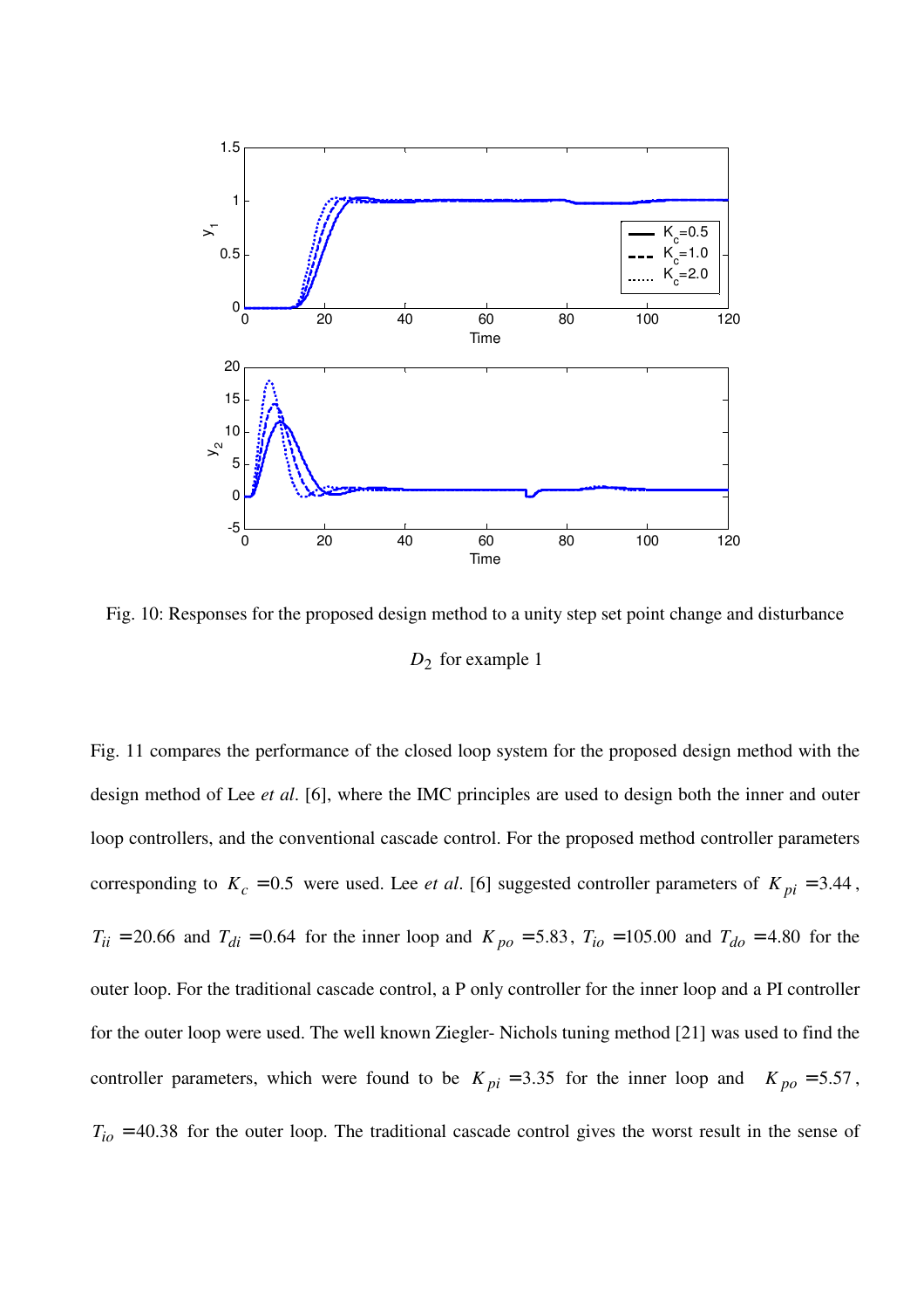Fig. 10: Responses for the proposed design method to a unity step set point change and disturbance $D_2$ for example 1

Fig. 11 compares the performance of the closed loop system for the proposed design method with the design method of Lee *et al*. [6], where the IMC principles are used to design both the inner and outer loop controllers, and the conventional cascade control. For the proposed method controller parameters corresponding to $K_c$ =0.5 were used. Lee *et al*. [6] suggested controller parameters of $K_{pi}$ =3.44, $T_{ii}$ =20.66 and $T_{di}$ =0.64 for the inner loop and $K_{po}$ =5.83, $T_{io}$ =105.00 and $T_{do}$ =4.80 for the outer loop. For the traditional cascade control, a P only controller for the inner loop and a PI controller for the outer loop were used. The well known Ziegler- Nichols tuning method [21] was used to find the controller parameters, which were found to be $K_{pi}$ =3.35 for the inner loop and $K_{po}$ =5.57, $T_{io}$ =40.38 for the outer loop. The traditional cascade control gives the worst result in the sense of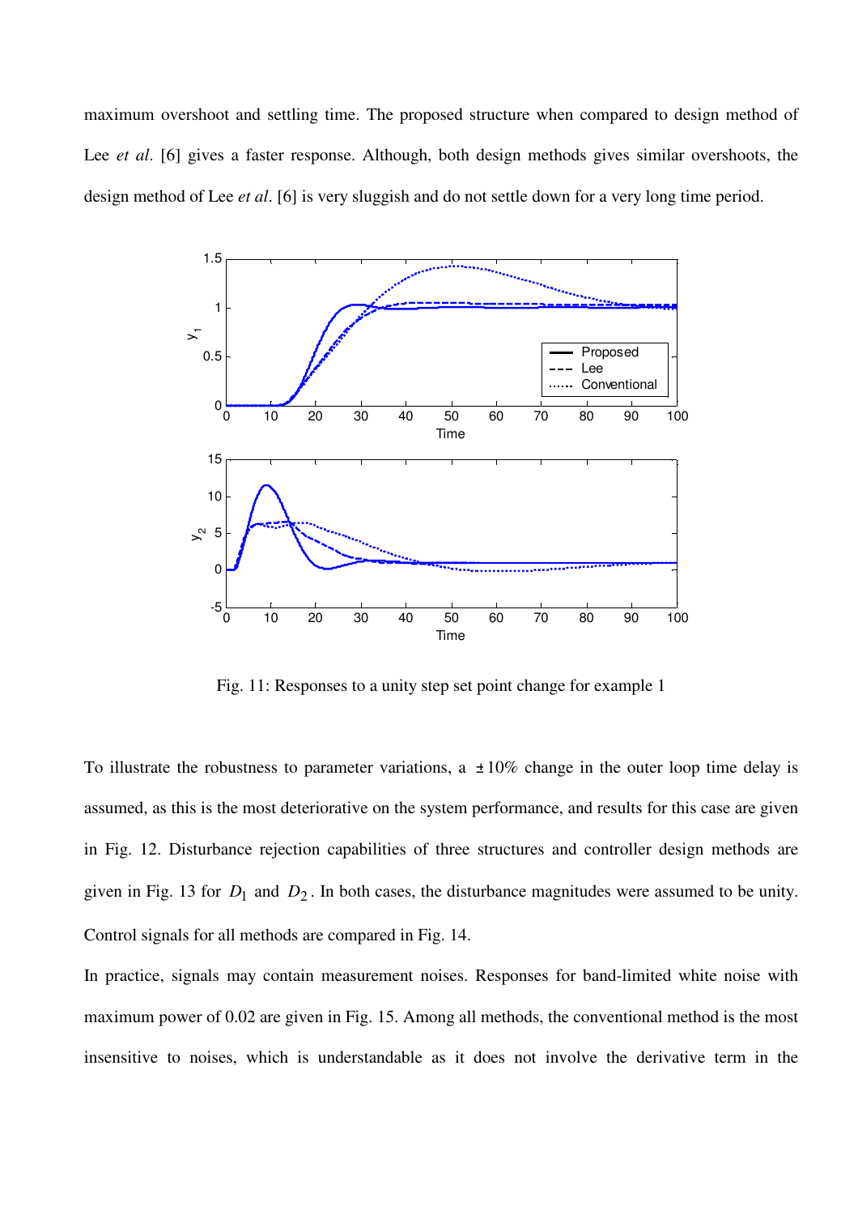maximum overshoot and settling time. The proposed structure when compared to design method of Lee *et al*. [6] gives a faster response. Although, both design methods gives similar overshoots, the design method of Lee *et al*. [6] is very sluggish and do not settle down for a very long time period.

Fig. 11: Responses to a unity step set point change for example 1

To illustrate the robustness to parameter variations, a $\pm 10\%$ change in the outer loop time delay is assumed, as this is the most deteriorative on the system performance, and results for this case are given in Fig. 12. Disturbance rejection capabilities of three structures and controller design methods are given in Fig. 13 for $D_1$ and $D_2$. In both cases, the disturbance magnitudes were assumed to be unity. Control signals for all methods are compared in Fig. 14.

In practice, signals may contain measurement noises. Responses for band-limited white noise with maximum power of 0.02 are given in Fig. 15. Among all methods, the conventional method is the most insensitive to noises, which is understandable as it does not involve the derivative term in the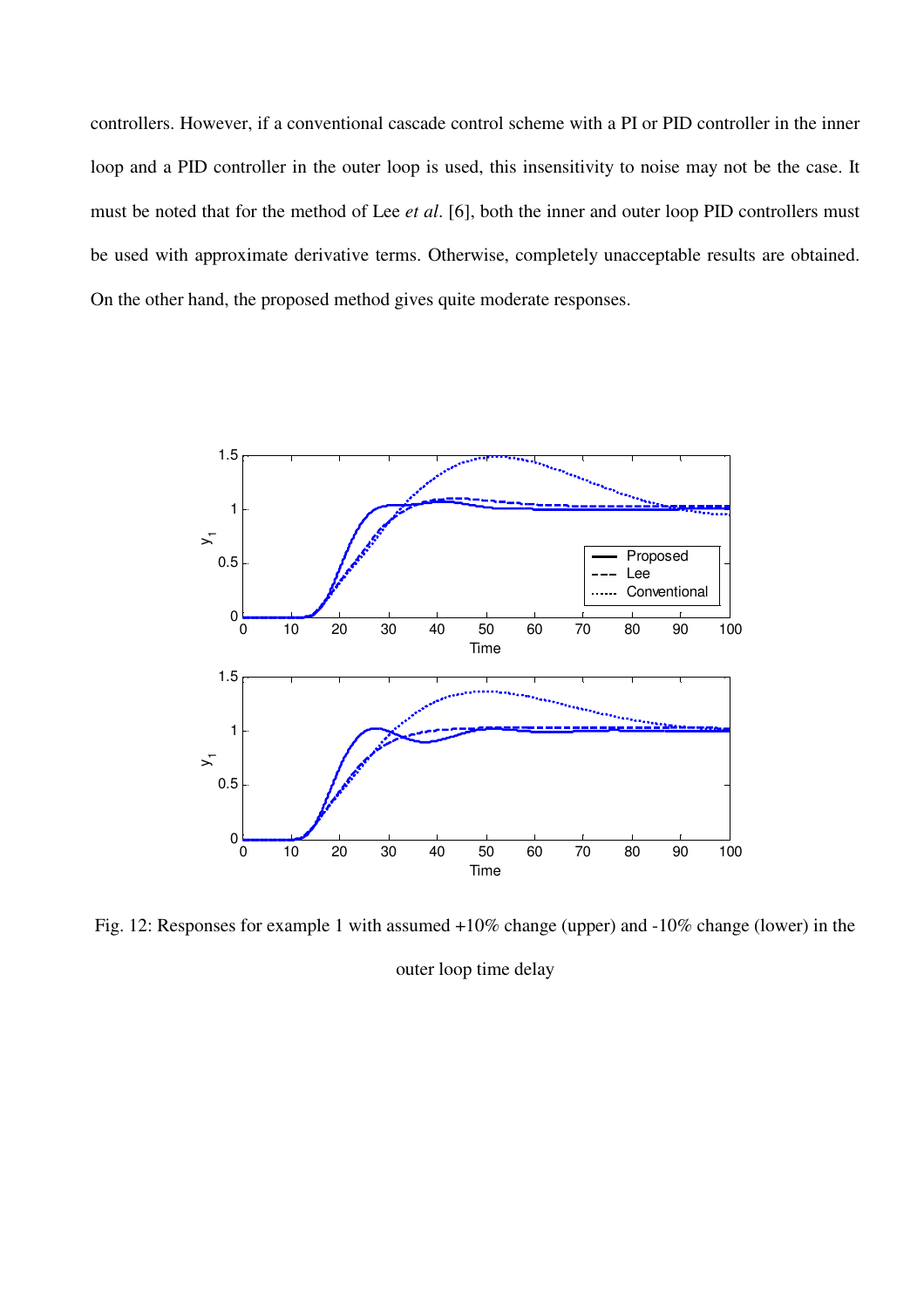controllers. However, if a conventional cascade control scheme with a PI or PID controller in the inner loop and a PID controller in the outer loop is used, this insensitivity to noise may not be the case. It must be noted that for the method of Lee *et al*. [6], both the inner and outer loop PID controllers must be used with approximate derivative terms. Otherwise, completely unacceptable results are obtained. On the other hand, the proposed method gives quite moderate responses.

Fig. 12: Responses for example 1 with assumed +10% change (upper) and -10% change (lower) in the outer loop time delay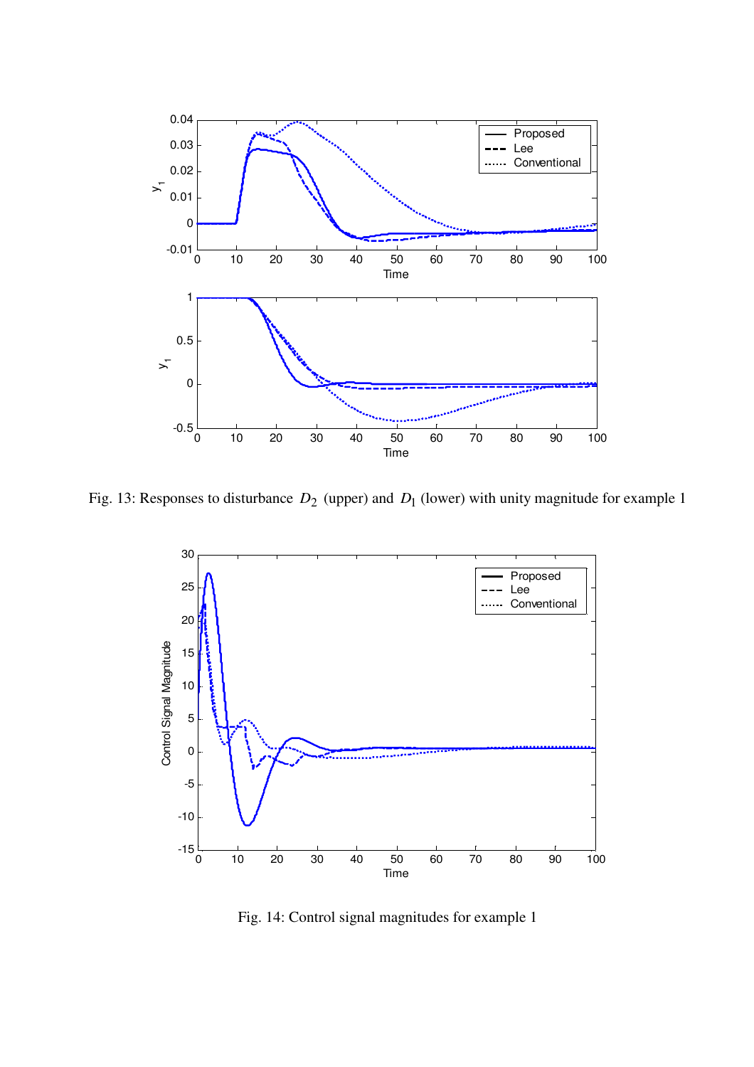Fig. 13: Responses to disturbance $D_2$ (upper) and $D_1$ (lower) with unity magnitude for example 1

Fig. 14: Control signal magnitudes for example 1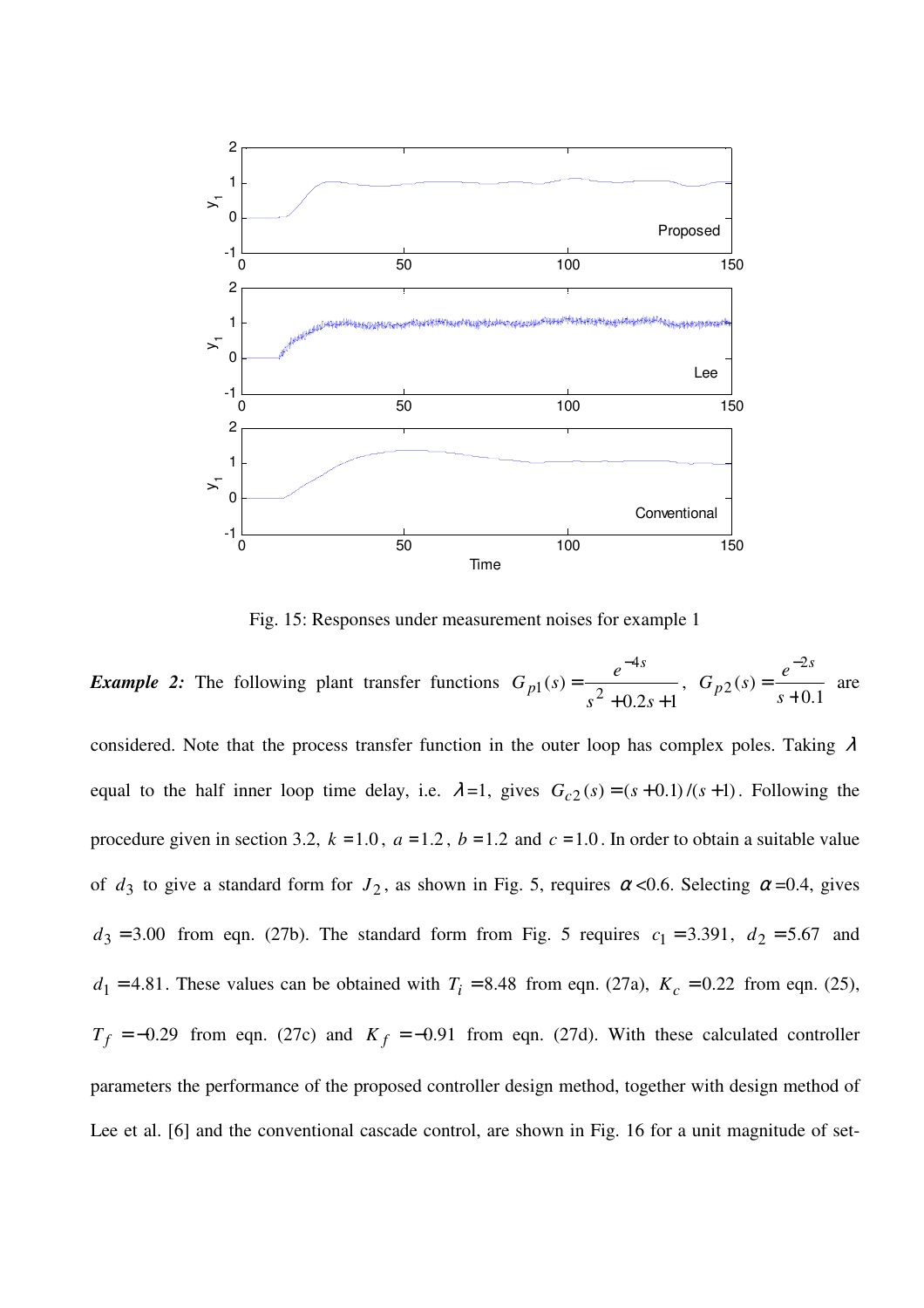Fig. 15: Responses under measurement noises for example 1

***Example 2:*** The following plant transfer functions $G_{p1}(s) = \dfrac{e^{-4s}}{s^2 + 0.2s + 1}$, $G_{p2}(s) = \dfrac{e^{-2s}}{s + 0.1}$ are considered. Note that the process transfer function in the outer loop has complex poles. Taking $\lambda$ equal to the half inner loop time delay, i.e. $\lambda$=1, gives $G_{c2}(s) = (s + 0.1)/(s + 1)$. Following the procedure given in section 3.2, $k = 1.0$, $a = 1.2$, $b = 1.2$ and $c = 1.0$. In order to obtain a suitable value of $d_3$ to give a standard form for $J_2$, as shown in Fig. 5, requires $\alpha$ <0.6. Selecting $\alpha$ =0.4, gives $d_3 = 3.00$ from eqn. (27b). The standard form from Fig. 5 requires $c_1 = 3.391$, $d_2 = 5.67$ and $d_1 = 4.81$. These values can be obtained with $T_i = 8.48$ from eqn. (27a), $K_c = 0.22$ from eqn. (25), $T_f = -0.29$ from eqn. (27c) and $K_f = -0.91$ from eqn. (27d). With these calculated controller parameters the performance of the proposed controller design method, together with design method of Lee et al. [6] and the conventional cascade control, are shown in Fig. 16 for a unit magnitude of set-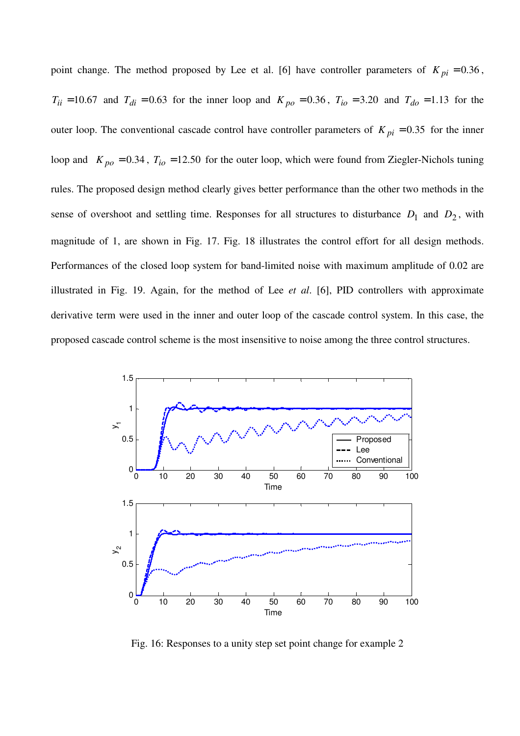point change. The method proposed by Lee et al. [6] have controller parameters of $K_{pi}$ =0.36, $T_{ii}$ =10.67 and $T_{di}$ =0.63 for the inner loop and $K_{po}$ =0.36, $T_{io}$ =3.20 and $T_{do}$ =1.13 for the outer loop. The conventional cascade control have controller parameters of $K_{pi}$ =0.35 for the inner loop and $K_{po}$ =0.34, $T_{io}$ =12.50 for the outer loop, which were found from Ziegler-Nichols tuning rules. The proposed design method clearly gives better performance than the other two methods in the sense of overshoot and settling time. Responses for all structures to disturbance $D_1$ and $D_2$, with magnitude of 1, are shown in Fig. 17. Fig. 18 illustrates the control effort for all design methods. Performances of the closed loop system for band-limited noise with maximum amplitude of 0.02 are illustrated in Fig. 19. Again, for the method of Lee *et al*. [6], PID controllers with approximate derivative term were used in the inner and outer loop of the cascade control system. In this case, the proposed cascade control scheme is the most insensitive to noise among the three control structures.

Fig. 16: Responses to a unity step set point change for example 2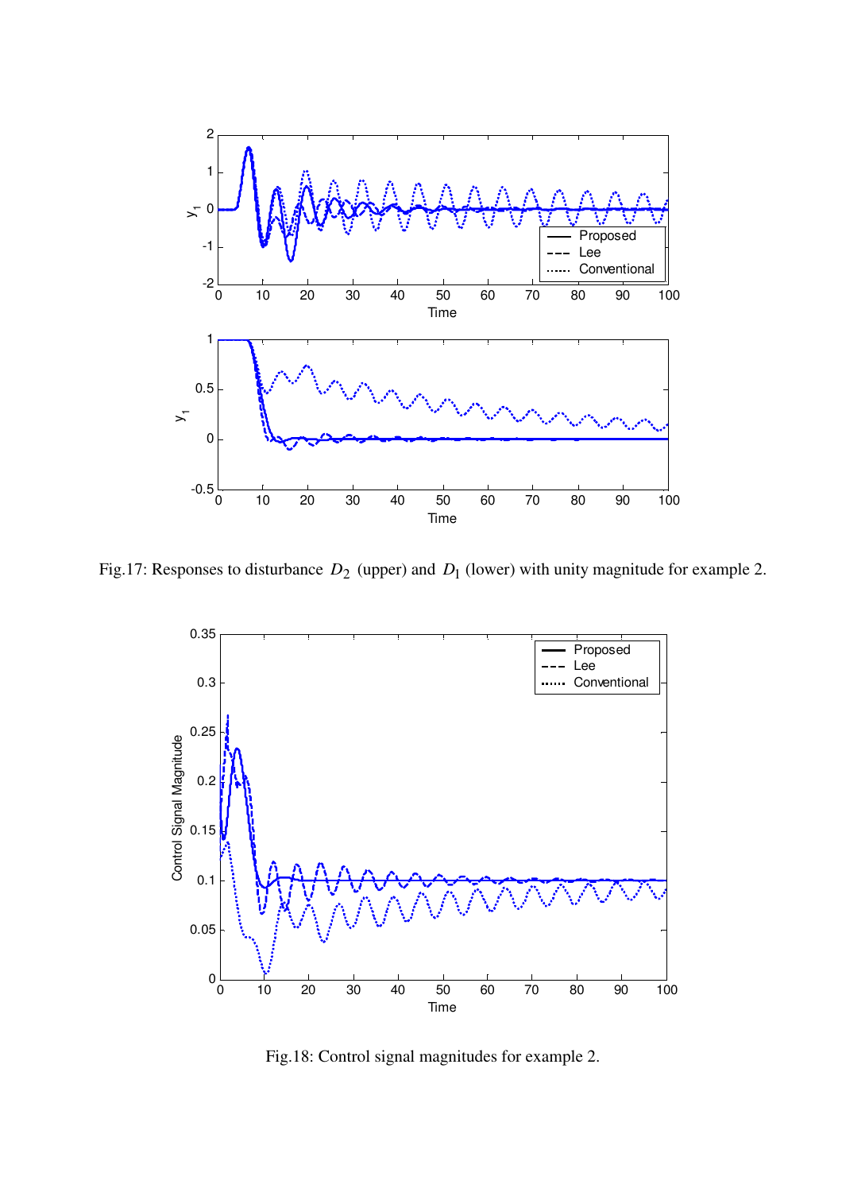Fig.17: Responses to disturbance $D_2$ (upper) and $D_1$ (lower) with unity magnitude for example 2.

Fig.18: Control signal magnitudes for example 2.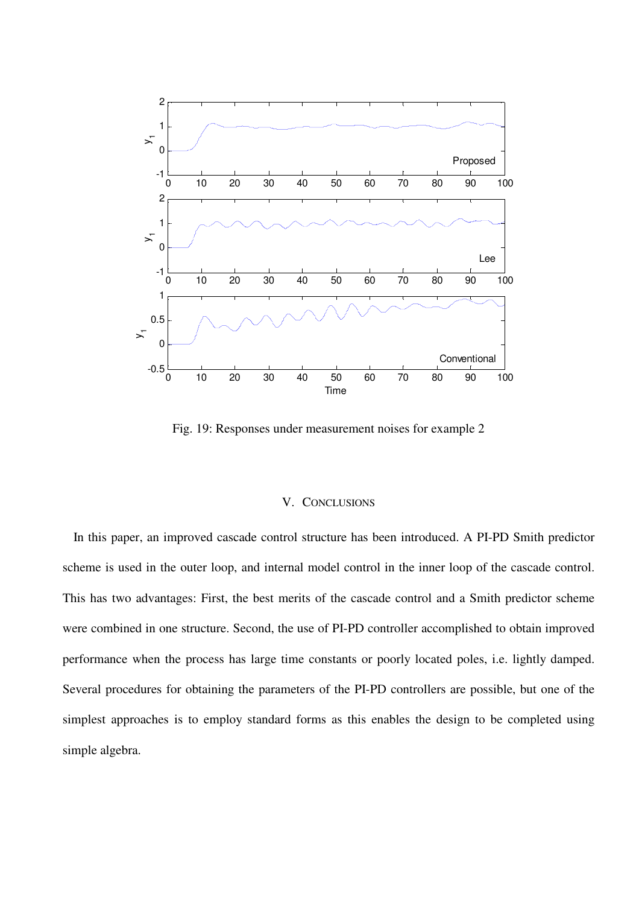Fig. 19: Responses under measurement noises for example 2

## V. Conclusions

In this paper, an improved cascade control structure has been introduced. A PI-PD Smith predictor scheme is used in the outer loop, and internal model control in the inner loop of the cascade control. This has two advantages: First, the best merits of the cascade control and a Smith predictor scheme were combined in one structure. Second, the use of PI-PD controller accomplished to obtain improved performance when the process has large time constants or poorly located poles, i.e. lightly damped. Several procedures for obtaining the parameters of the PI-PD controllers are possible, but one of the simplest approaches is to employ standard forms as this enables the design to be completed using simple algebra.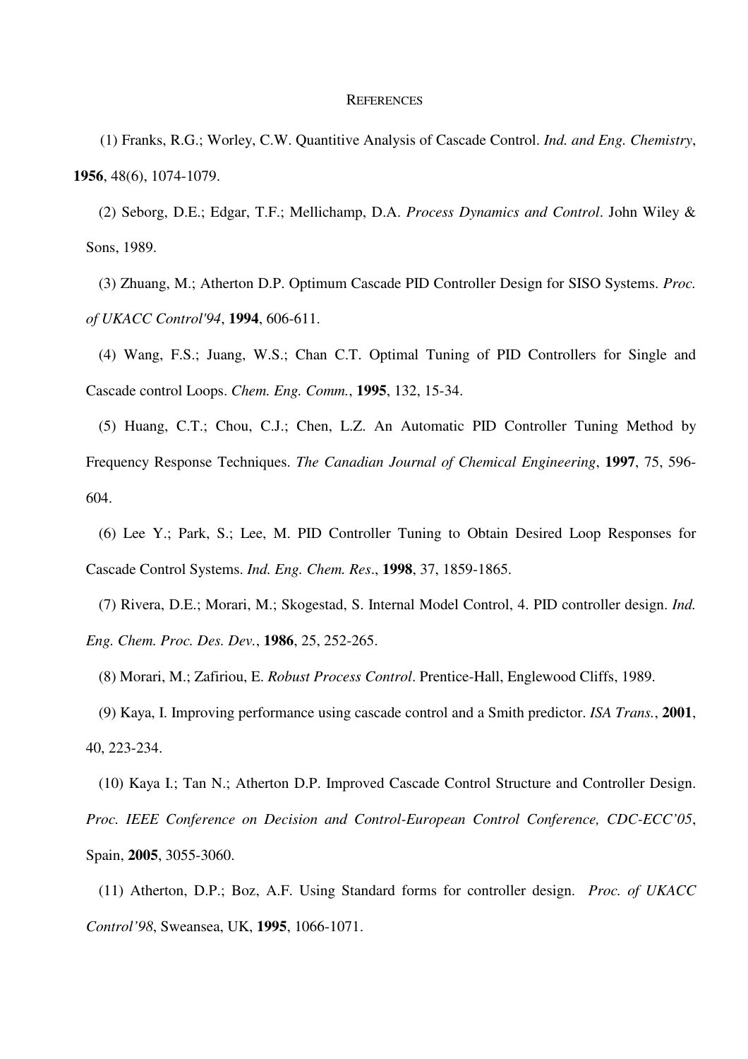## REFERENCES

(1) Franks, R.G.; Worley, C.W. Quantitive Analysis of Cascade Control. *Ind. and Eng. Chemistry*, **1956**, 48(6), 1074-1079.

(2) Seborg, D.E.; Edgar, T.F.; Mellichamp, D.A. *Process Dynamics and Control*. John Wiley & Sons, 1989.

(3) Zhuang, M.; Atherton D.P. Optimum Cascade PID Controller Design for SISO Systems. *Proc. of UKACC Control'94*, **1994**, 606-611.

(4) Wang, F.S.; Juang, W.S.; Chan C.T. Optimal Tuning of PID Controllers for Single and Cascade control Loops. *Chem. Eng. Comm.*, **1995**, 132, 15-34.

(5) Huang, C.T.; Chou, C.J.; Chen, L.Z. An Automatic PID Controller Tuning Method by Frequency Response Techniques. *The Canadian Journal of Chemical Engineering*, **1997**, 75, 596-604.

(6) Lee Y.; Park, S.; Lee, M. PID Controller Tuning to Obtain Desired Loop Responses for Cascade Control Systems. *Ind. Eng. Chem. Res*., **1998**, 37, 1859-1865.

(7) Rivera, D.E.; Morari, M.; Skogestad, S. Internal Model Control, 4. PID controller design. *Ind. Eng. Chem. Proc. Des. Dev.*, **1986**, 25, 252-265.

(8) Morari, M.; Zafiriou, E. *Robust Process Control*. Prentice-Hall, Englewood Cliffs, 1989.

(9) Kaya, I. Improving performance using cascade control and a Smith predictor. *ISA Trans.*, **2001**, 40, 223-234.

(10) Kaya I.; Tan N.; Atherton D.P. Improved Cascade Control Structure and Controller Design. *Proc. IEEE Conference on Decision and Control-European Control Conference, CDC-ECC'05*, Spain, **2005**, 3055-3060.

(11) Atherton, D.P.; Boz, A.F. Using Standard forms for controller design. *Proc. of UKACC Control'98*, Sweansea, UK, **1995**, 1066-1071.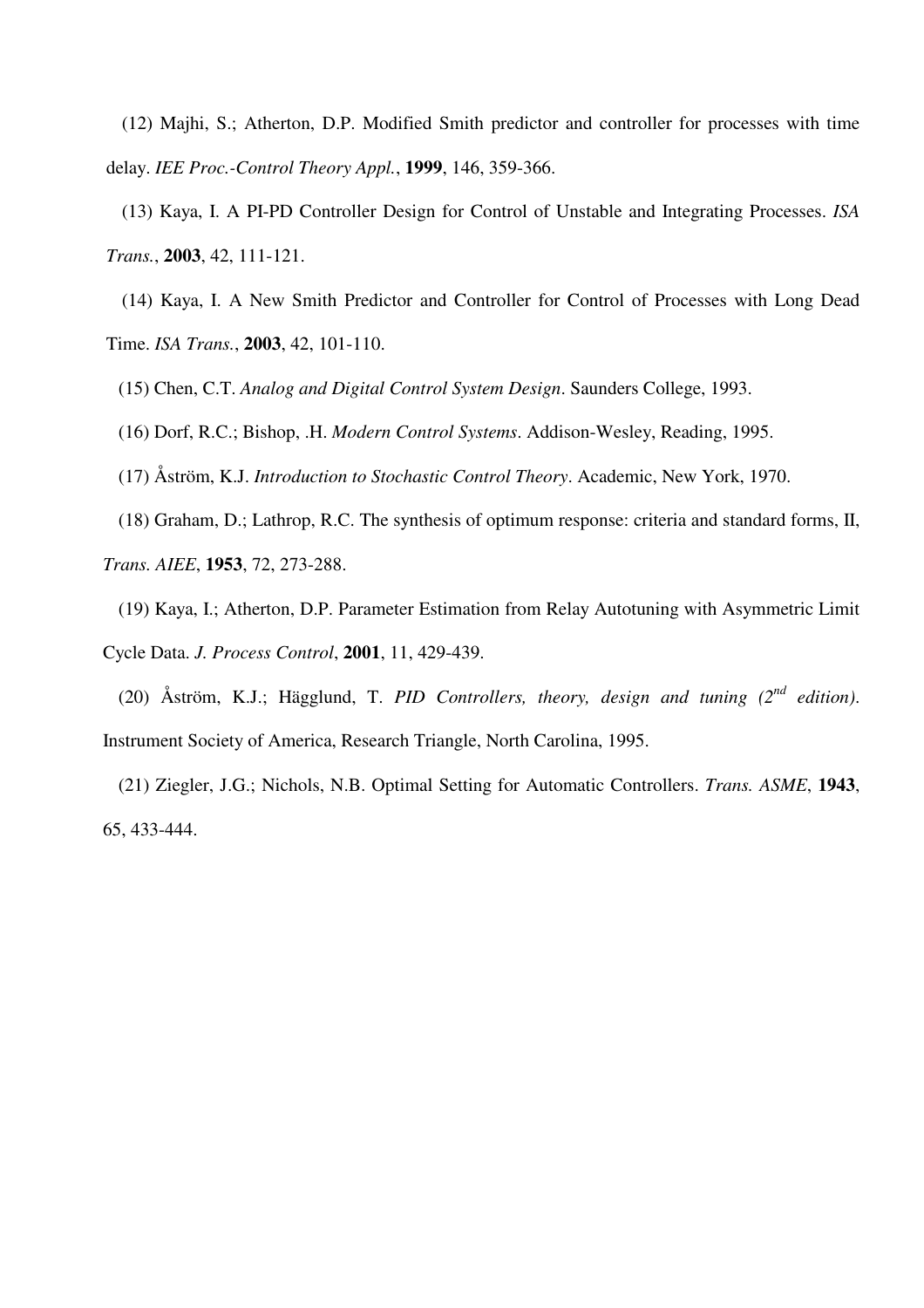(12) Majhi, S.; Atherton, D.P. Modified Smith predictor and controller for processes with time delay. *IEE Proc.-Control Theory Appl.*, **1999**, 146, 359-366.

(13) Kaya, I. A PI-PD Controller Design for Control of Unstable and Integrating Processes. *ISA Trans.*, **2003**, 42, 111-121.

(14) Kaya, I. A New Smith Predictor and Controller for Control of Processes with Long Dead Time. *ISA Trans.*, **2003**, 42, 101-110.

(15) Chen, C.T. *Analog and Digital Control System Design*. Saunders College, 1993.

(16) Dorf, R.C.; Bishop, .H. *Modern Control Systems*. Addison-Wesley, Reading, 1995.

(17) Åström, K.J. *Introduction to Stochastic Control Theory*. Academic, New York, 1970.

(18) Graham, D.; Lathrop, R.C. The synthesis of optimum response: criteria and standard forms, II, *Trans. AIEE*, **1953**, 72, 273-288.

(19) Kaya, I.; Atherton, D.P. Parameter Estimation from Relay Autotuning with Asymmetric Limit Cycle Data. *J. Process Control*, **2001**, 11, 429-439.

(20) Åström, K.J.; Hägglund, T. *PID Controllers, theory, design and tuning (2nd edition)*. Instrument Society of America, Research Triangle, North Carolina, 1995.

(21) Ziegler, J.G.; Nichols, N.B. Optimal Setting for Automatic Controllers. *Trans. ASME*, **1943**, 65, 433-444.